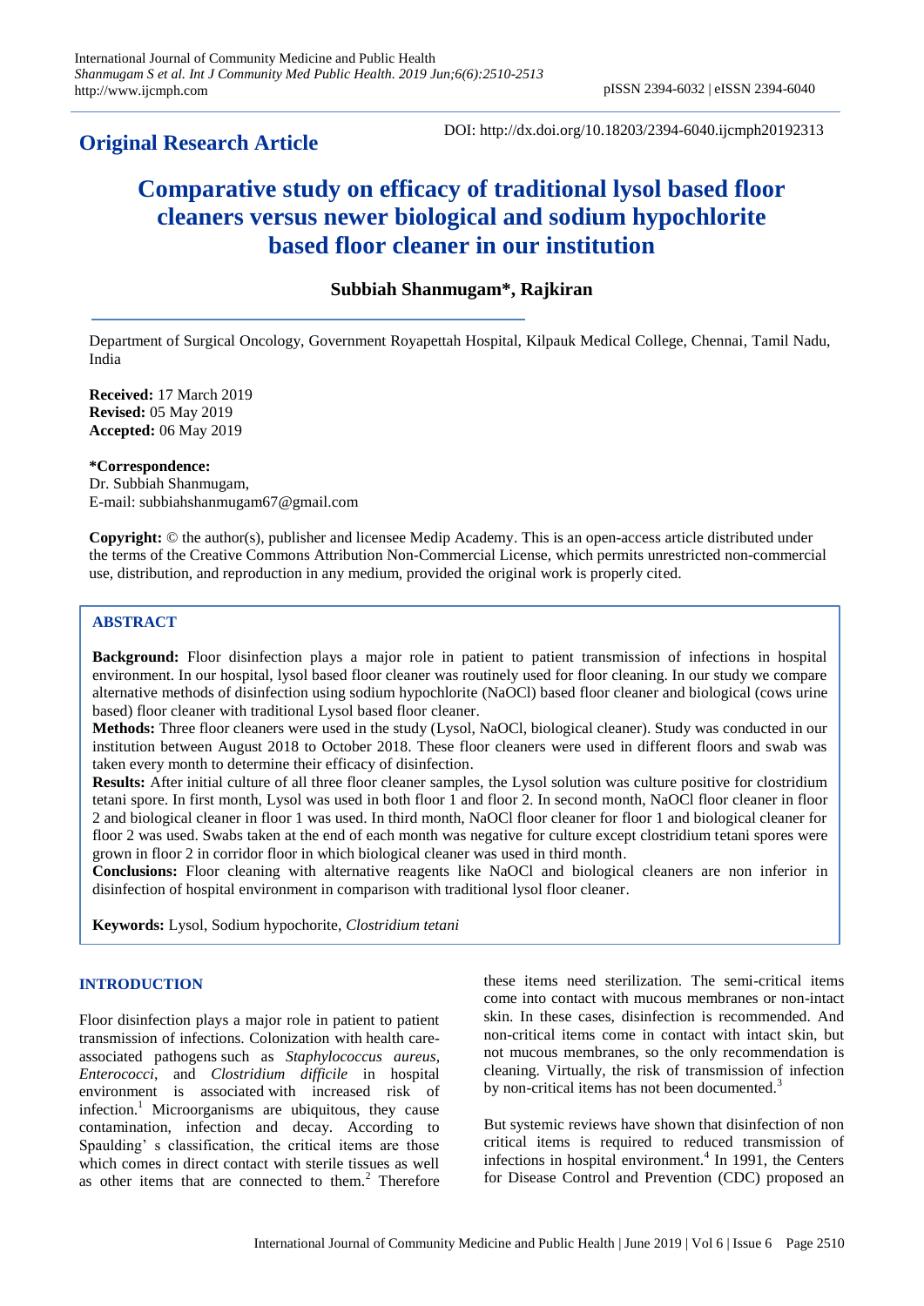## Original Research Article

DOI: http://dx.doi.org/10.18203/2394-6040.ijcmph20192313

# Comparative study on efficacy of traditional lysol based floor cleaners versus newer biological and sodium hypochlorite based floor cleaner in our institution

**Subbiah Shanmugam\*, Rajkiran**

Department of Surgical Oncology, Government Royapettah Hospital, Kilpauk Medical College, Chennai, Tamil Nadu, India

**Received:** 17 March 2019
**Revised:** 05 May 2019
**Accepted:** 06 May 2019

**\*Correspondence:**
Dr. Subbiah Shanmugam,
E-mail: subbiahshanmugam67@gmail.com

**Copyright:** © the author(s), publisher and licensee Medip Academy. This is an open-access article distributed under the terms of the Creative Commons Attribution Non-Commercial License, which permits unrestricted non-commercial use, distribution, and reproduction in any medium, provided the original work is properly cited.

## ABSTRACT

**Background:** Floor disinfection plays a major role in patient to patient transmission of infections in hospital environment. In our hospital, lysol based floor cleaner was routinely used for floor cleaning. In our study we compare alternative methods of disinfection using sodium hypochlorite (NaOCl) based floor cleaner and biological (cows urine based) floor cleaner with traditional Lysol based floor cleaner.

**Methods:** Three floor cleaners were used in the study (Lysol, NaOCl, biological cleaner). Study was conducted in our institution between August 2018 to October 2018. These floor cleaners were used in different floors and swab was taken every month to determine their efficacy of disinfection.

**Results:** After initial culture of all three floor cleaner samples, the Lysol solution was culture positive for clostridium tetani spore. In first month, Lysol was used in both floor 1 and floor 2. In second month, NaOCl floor cleaner in floor 2 and biological cleaner in floor 1 was used. In third month, NaOCl floor cleaner for floor 1 and biological cleaner for floor 2 was used. Swabs taken at the end of each month was negative for culture except clostridium tetani spores were grown in floor 2 in corridor floor in which biological cleaner was used in third month.

**Conclusions:** Floor cleaning with alternative reagents like NaOCl and biological cleaners are non inferior in disinfection of hospital environment in comparison with traditional lysol floor cleaner.

**Keywords:** Lysol, Sodium hypochorite, *Clostridium tetani*

## INTRODUCTION

Floor disinfection plays a major role in patient to patient transmission of infections. Colonization with health care-associated pathogens such as *Staphylococcus aureus*, *Enterococci*, and *Clostridium difficile* in hospital environment is associated with increased risk of infection.[1] Microorganisms are ubiquitous, they cause contamination, infection and decay. According to Spaulding' s classification, the critical items are those which comes in direct contact with sterile tissues as well as other items that are connected to them.[2] Therefore these items need sterilization. The semi-critical items come into contact with mucous membranes or non-intact skin. In these cases, disinfection is recommended. And non-critical items come in contact with intact skin, but not mucous membranes, so the only recommendation is cleaning. Virtually, the risk of transmission of infection by non-critical items has not been documented.[3]

But systemic reviews have shown that disinfection of non critical items is required to reduced transmission of infections in hospital environment.[4] In 1991, the Centers for Disease Control and Prevention (CDC) proposed an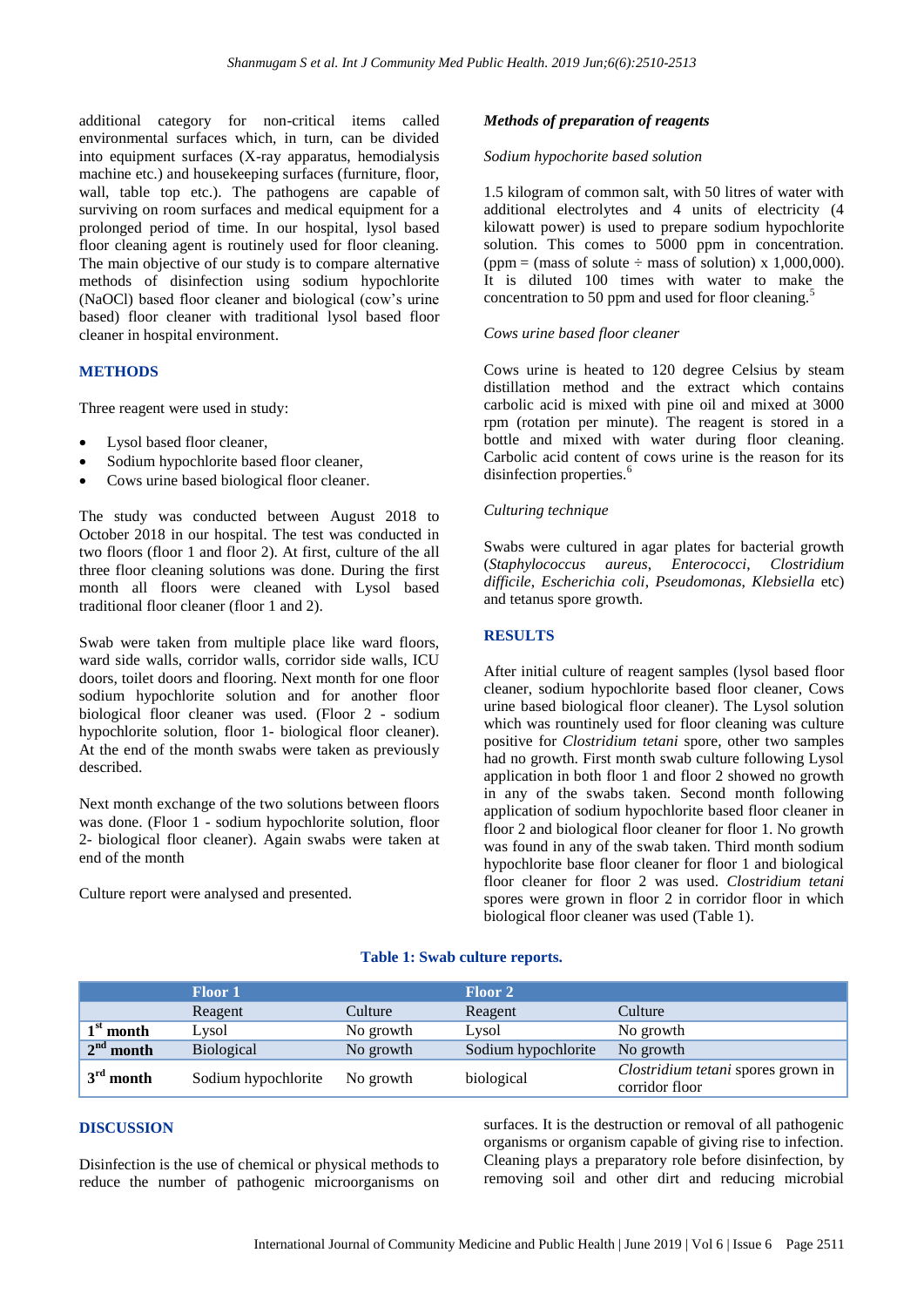additional category for non-critical items called environmental surfaces which, in turn, can be divided into equipment surfaces (X-ray apparatus, hemodialysis machine etc.) and housekeeping surfaces (furniture, floor, wall, table top etc.). The pathogens are capable of surviving on room surfaces and medical equipment for a prolonged period of time. In our hospital, lysol based floor cleaning agent is routinely used for floor cleaning. The main objective of our study is to compare alternative methods of disinfection using sodium hypochlorite (NaOCl) based floor cleaner and biological (cow's urine based) floor cleaner with traditional lysol based floor cleaner in hospital environment.

## METHODS

Three reagent were used in study:

- Lysol based floor cleaner,
- Sodium hypochlorite based floor cleaner,
- Cows urine based biological floor cleaner.

The study was conducted between August 2018 to October 2018 in our hospital. The test was conducted in two floors (floor 1 and floor 2). At first, culture of the all three floor cleaning solutions was done. During the first month all floors were cleaned with Lysol based traditional floor cleaner (floor 1 and 2).

Swab were taken from multiple place like ward floors, ward side walls, corridor walls, corridor side walls, ICU doors, toilet doors and flooring. Next month for one floor sodium hypochlorite solution and for another floor biological floor cleaner was used. (Floor 2 - sodium hypochlorite solution, floor 1- biological floor cleaner). At the end of the month swabs were taken as previously described.

Next month exchange of the two solutions between floors was done. (Floor 1 - sodium hypochlorite solution, floor 2- biological floor cleaner). Again swabs were taken at end of the month

Culture report were analysed and presented.

### *Methods of preparation of reagents*

*Sodium hypochorite based solution*

1.5 kilogram of common salt, with 50 litres of water with additional electrolytes and 4 units of electricity (4 kilowatt power) is used to prepare sodium hypochlorite solution. This comes to 5000 ppm in concentration. (ppm = (mass of solute ÷ mass of solution) x 1,000,000). It is diluted 100 times with water to make the concentration to 50 ppm and used for floor cleaning.[5]

*Cows urine based floor cleaner*

Cows urine is heated to 120 degree Celsius by steam distillation method and the extract which contains carbolic acid is mixed with pine oil and mixed at 3000 rpm (rotation per minute). The reagent is stored in a bottle and mixed with water during floor cleaning. Carbolic acid content of cows urine is the reason for its disinfection properties.[6]

*Culturing technique*

Swabs were cultured in agar plates for bacterial growth (*Staphylococcus aureus*, *Enterococci*, *Clostridium difficile*, *Escherichia coli*, *Pseudomonas*, *Klebsiella* etc) and tetanus spore growth.

## RESULTS

After initial culture of reagent samples (lysol based floor cleaner, sodium hypochlorite based floor cleaner, Cows urine based biological floor cleaner). The Lysol solution which was rountinely used for floor cleaning was culture positive for *Clostridium tetani* spore, other two samples had no growth. First month swab culture following Lysol application in both floor 1 and floor 2 showed no growth in any of the swabs taken. Second month following application of sodium hypochlorite based floor cleaner in floor 2 and biological floor cleaner for floor 1. No growth was found in any of the swab taken. Third month sodium hypochlorite base floor cleaner for floor 1 and biological floor cleaner for floor 2 was used. *Clostridium tetani* spores were grown in floor 2 in corridor floor in which biological floor cleaner was used (Table 1).

**Table 1: Swab culture reports.**

| | Floor 1 | | Floor 2 | |
|---|---|---|---|---|
| | Reagent | Culture | Reagent | Culture |
| 1st month | Lysol | No growth | Lysol | No growth |
| 2nd month | Biological | No growth | Sodium hypochlorite | No growth |
| 3rd month | Sodium hypochlorite | No growth | biological | *Clostridium tetani* spores grown in corridor floor |

## DISCUSSION

Disinfection is the use of chemical or physical methods to reduce the number of pathogenic microorganisms on surfaces. It is the destruction or removal of all pathogenic organisms or organism capable of giving rise to infection. Cleaning plays a preparatory role before disinfection, by removing soil and other dirt and reducing microbial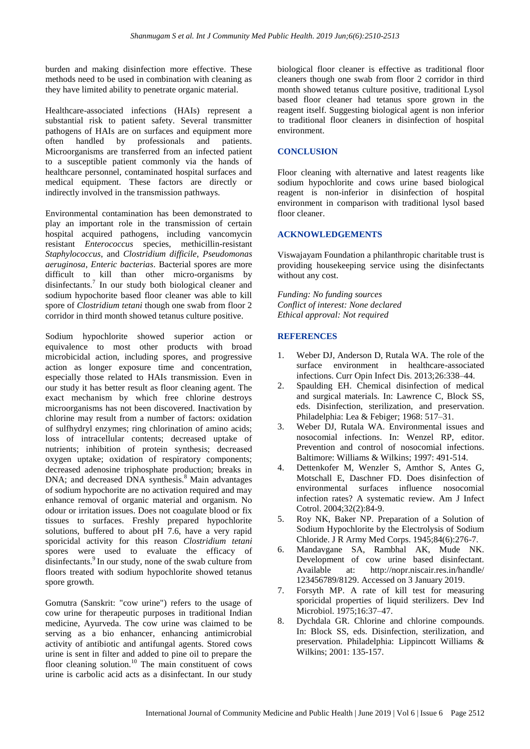burden and making disinfection more effective. These methods need to be used in combination with cleaning as they have limited ability to penetrate organic material.

Healthcare-associated infections (HAIs) represent a substantial risk to patient safety. Several transmitter pathogens of HAIs are on surfaces and equipment more often handled by professionals and patients. Microorganisms are transferred from an infected patient to a susceptible patient commonly via the hands of healthcare personnel, contaminated hospital surfaces and medical equipment. These factors are directly or indirectly involved in the transmission pathways.

Environmental contamination has been demonstrated to play an important role in the transmission of certain hospital acquired pathogens, including vancomycin resistant *Enterococcus* species, methicillin-resistant *Staphylococcus*, and *Clostridium difficile*, *Pseudomonas aeruginosa*, *Enteric bacterias*. Bacterial spores are more difficult to kill than other micro-organisms by disinfectants.[7] In our study both biological cleaner and sodium hypochorite based floor cleaner was able to kill spore of *Clostridium tetani* though one swab from floor 2 corridor in third month showed tetanus culture positive.

Sodium hypochlorite showed superior action or equivalence to most other products with broad microbicidal action, including spores, and progressive action as longer exposure time and concentration, especially those related to HAIs transmission. Even in our study it has better result as floor cleaning agent. The exact mechanism by which free chlorine destroys microorganisms has not been discovered. Inactivation by chlorine may result from a number of factors: oxidation of sulfhydryl enzymes; ring chlorination of amino acids; loss of intracellular contents; decreased uptake of nutrients; inhibition of protein synthesis; decreased oxygen uptake; oxidation of respiratory components; decreased adenosine triphosphate production; breaks in DNA; and decreased DNA synthesis.[8] Main advantages of sodium hypochorite are no activation required and may enhance removal of organic material and organism. No odour or irritation issues. Does not coagulate blood or fix tissues to surfaces. Freshly prepared hypochlorite solutions, buffered to about pH 7.6, have a very rapid sporicidal activity for this reason *Clostridium tetani* spores were used to evaluate the efficacy of disinfectants.[9] In our study, none of the swab culture from floors treated with sodium hypochlorite showed tetanus spore growth.

Gomutra (Sanskrit: "cow urine") refers to the usage of cow urine for therapeutic purposes in traditional Indian medicine, Ayurveda. The cow urine was claimed to be serving as a bio enhancer, enhancing antimicrobial activity of antibiotic and antifungal agents. Stored cows urine is sent in filter and added to pine oil to prepare the floor cleaning solution.[10] The main constituent of cows urine is carbolic acid acts as a disinfectant. In our study biological floor cleaner is effective as traditional floor cleaners though one swab from floor 2 corridor in third month showed tetanus culture positive, traditional Lysol based floor cleaner had tetanus spore grown in the reagent itself. Suggesting biological agent is non inferior to traditional floor cleaners in disinfection of hospital environment.

## CONCLUSION

Floor cleaning with alternative and latest reagents like sodium hypochlorite and cows urine based biological reagent is non-inferior in disinfection of hospital environment in comparison with traditional lysol based floor cleaner.

## ACKNOWLEDGEMENTS

Viswajayam Foundation a philanthropic charitable trust is providing housekeeping service using the disinfectants without any cost.

*Funding: No funding sources*
*Conflict of interest: None declared*
*Ethical approval: Not required*

## REFERENCES

1. Weber DJ, Anderson D, Rutala WA. The role of the surface environment in healthcare-associated infections. Curr Opin Infect Dis. 2013;26:338–44.
2. Spaulding EH. Chemical disinfection of medical and surgical materials. In: Lawrence C, Block SS, eds. Disinfection, sterilization, and preservation. Philadelphia: Lea & Febiger; 1968: 517–31.
3. Weber DJ, Rutala WA. Environmental issues and nosocomial infections. In: Wenzel RP, editor. Prevention and control of nosocomial infections. Baltimore: Williams & Wilkins; 1997: 491-514.
4. Dettenkofer M, Wenzler S, Amthor S, Antes G, Motschall E, Daschner FD. Does disinfection of environmental surfaces influence nosocomial infection rates? A systematic review. Am J Infect Cotrol. 2004;32(2):84-9.
5. Roy NK, Baker NP. Preparation of a Solution of Sodium Hypochlorite by the Electrolysis of Sodium Chloride. J R Army Med Corps. 1945;84(6):276-7.
6. Mandavgane SA, Rambhal AK, Mude NK. Development of cow urine based disinfectant. Available at: http://nopr.niscair.res.in/handle/123456789/8129. Accessed on 3 January 2019.
7. Forsyth MP. A rate of kill test for measuring sporicidal properties of liquid sterilizers. Dev Ind Microbiol. 1975;16:37–47.
8. Dychdala GR. Chlorine and chlorine compounds. In: Block SS, eds. Disinfection, sterilization, and preservation. Philadelphia: Lippincott Williams & Wilkins; 2001: 135-157.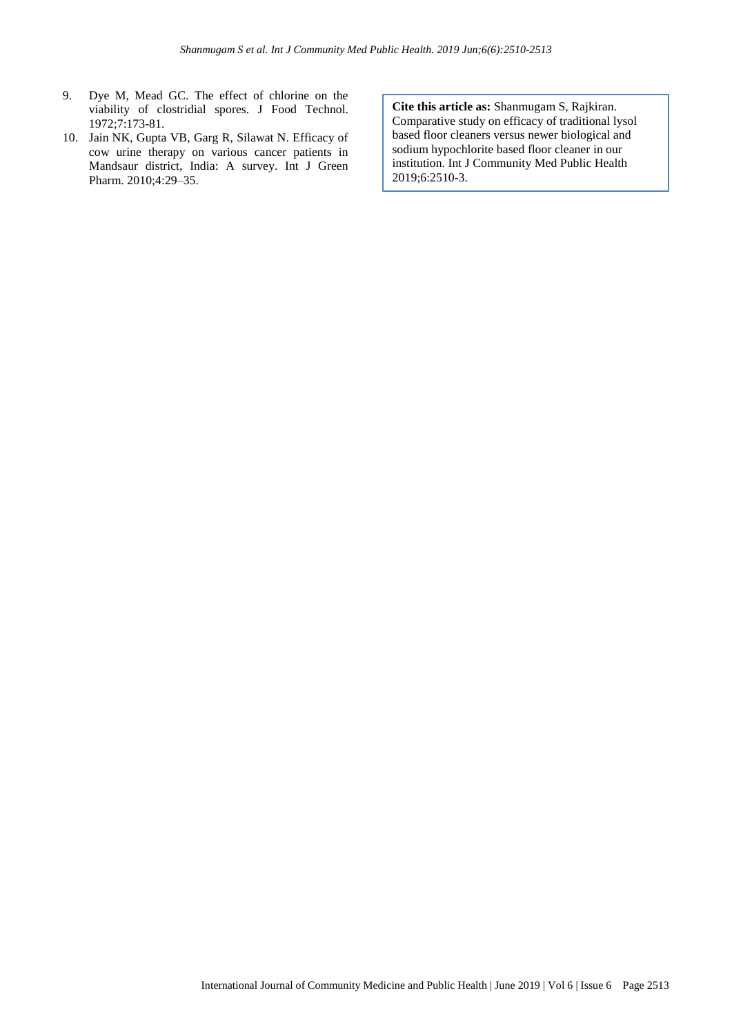9. Dye M, Mead GC. The effect of chlorine on the viability of clostridial spores. J Food Technol. 1972;7:173-81.
10. Jain NK, Gupta VB, Garg R, Silawat N. Efficacy of cow urine therapy on various cancer patients in Mandsaur district, India: A survey. Int J Green Pharm. 2010;4:29–35.

**Cite this article as:** Shanmugam S, Rajkiran. Comparative study on efficacy of traditional lysol based floor cleaners versus newer biological and sodium hypochlorite based floor cleaner in our institution. Int J Community Med Public Health 2019;6:2510-3.